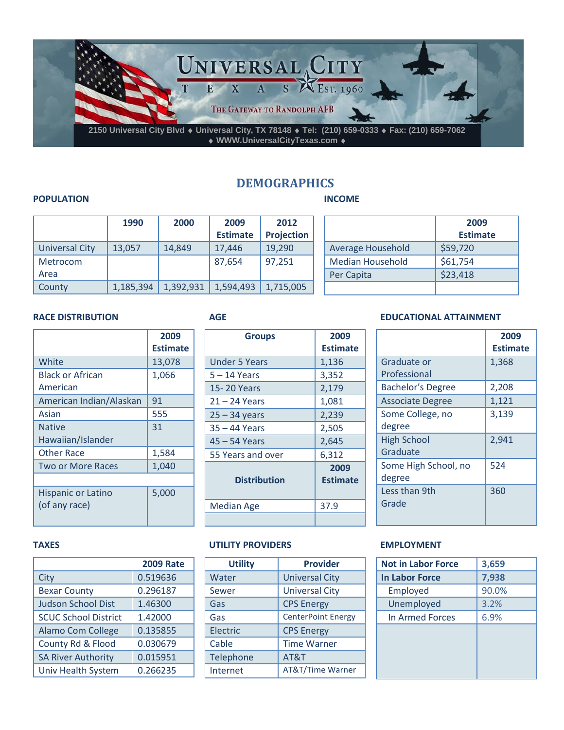# UNIVERSAL CITY

TEXAS EST. 1960

THE GATEWAY TO RANDOLPH AFB

2150 Universal City Blvd ♦ Universal City, TX 78148 ♦ Tel: (210) 659-0333 ♦ Fax: (210) 659-7062
♦ WWW.UniversalCityTexas.com ♦

## DEMOGRAPHICS

### POPULATION

| | 1990 | 2000 | 2009 Estimate | 2012 Projection |
|---|---|---|---|---|
| Universal City | 13,057 | 14,849 | 17,446 | 19,290 |
| Metrocom Area | | | 87,654 | 97,251 |
| County | 1,185,394 | 1,392,931 | 1,594,493 | 1,715,005 |

### INCOME

| | 2009 Estimate |
|---|---|
| Average Household | $59,720 |
| Median Household | $61,754 |
| Per Capita | $23,418 |
| | |

### RACE DISTRIBUTION

| | 2009 Estimate |
|---|---|
| White | 13,078 |
| Black or African American | 1,066 |
| American Indian/Alaskan | 91 |
| Asian | 555 |
| Native Hawaiian/Islander | 31 |
| Other Race | 1,584 |
| Two or More Races | 1,040 |
| | |
| Hispanic or Latino (of any race) | 5,000 |

### AGE

| Groups | 2009 Estimate |
|---|---|
| Under 5 Years | 1,136 |
| 5 – 14 Years | 3,352 |
| 15- 20 Years | 2,179 |
| 21 – 24 Years | 1,081 |
| 25 – 34 years | 2,239 |
| 35 – 44 Years | 2,505 |
| 45 – 54 Years | 2,645 |
| 55 Years and over | 6,312 |
| **Distribution** | **2009 Estimate** |
| Median Age | 37.9 |
| | |

### EDUCATIONAL ATTAINMENT

| | 2009 Estimate |
|---|---|
| Graduate or Professional | 1,368 |
| Bachelor's Degree | 2,208 |
| Associate Degree | 1,121 |
| Some College, no degree | 3,139 |
| High School Graduate | 2,941 |
| Some High School, no degree | 524 |
| Less than 9th Grade | 360 |

### TAXES

| | 2009 Rate |
|---|---|
| City | 0.519636 |
| Bexar County | 0.296187 |
| Judson School Dist | 1.46300 |
| SCUC School District | 1.42000 |
| Alamo Com College | 0.135855 |
| County Rd & Flood | 0.030679 |
| SA River Authority | 0.015951 |
| Univ Health System | 0.266235 |

### UTILITY PROVIDERS

| Utility | Provider |
|---|---|
| Water | Universal City |
| Sewer | Universal City |
| Gas | CPS Energy |
| Gas | CenterPoint Energy |
| Electric | CPS Energy |
| Cable | Time Warner |
| Telephone | AT&T |
| Internet | AT&T/Time Warner |

### EMPLOYMENT

| **Not in Labor Force** | **3,659** |
|---|---|
| **In Labor Force** | **7,938** |
| Employed | 90.0% |
| Unemployed | 3.2% |
| In Armed Forces | 6.9% |
| | |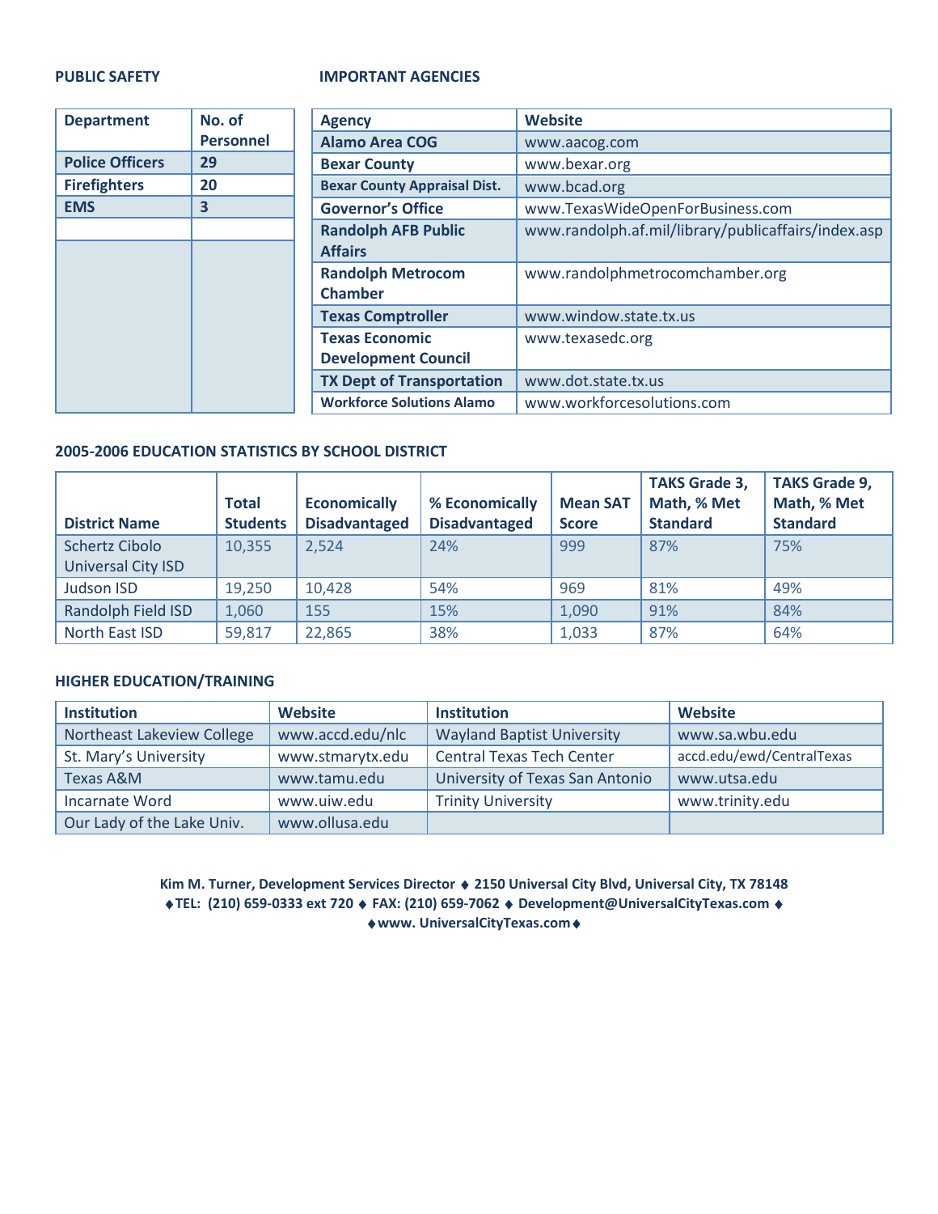**PUBLIC SAFETY**

| Department | No. of Personnel |
|---|---|
| **Police Officers** | **29** |
| **Firefighters** | **20** |
| **EMS** | **3** |
| | |
| | |

**IMPORTANT AGENCIES**

| Agency | Website |
|---|---|
| **Alamo Area COG** | www.aacog.com |
| **Bexar County** | www.bexar.org |
| **Bexar County Appraisal Dist.** | www.bcad.org |
| **Governor's Office** | www.TexasWideOpenForBusiness.com |
| **Randolph AFB Public Affairs** | www.randolph.af.mil/library/publicaffairs/index.asp |
| **Randolph Metrocom Chamber** | www.randolphmetrocomchamber.org |
| **Texas Comptroller** | www.window.state.tx.us |
| **Texas Economic Development Council** | www.texasedc.org |
| **TX Dept of Transportation** | www.dot.state.tx.us |
| **Workforce Solutions Alamo** | www.workforcesolutions.com |

**2005-2006 EDUCATION STATISTICS BY SCHOOL DISTRICT**

| District Name | Total Students | Economically Disadvantaged | % Economically Disadvantaged | Mean SAT Score | TAKS Grade 3, Math, % Met Standard | TAKS Grade 9, Math, % Met Standard |
|---|---|---|---|---|---|---|
| Schertz Cibolo Universal City ISD | 10,355 | 2,524 | 24% | 999 | 87% | 75% |
| Judson ISD | 19,250 | 10,428 | 54% | 969 | 81% | 49% |
| Randolph Field ISD | 1,060 | 155 | 15% | 1,090 | 91% | 84% |
| North East ISD | 59,817 | 22,865 | 38% | 1,033 | 87% | 64% |

**HIGHER EDUCATION/TRAINING**

| Institution | Website | Institution | Website |
|---|---|---|---|
| Northeast Lakeview College | www.accd.edu/nlc | Wayland Baptist University | www.sa.wbu.edu |
| St. Mary's University | www.stmarytx.edu | Central Texas Tech Center | accd.edu/ewd/CentralTexas |
| Texas A&M | www.tamu.edu | University of Texas San Antonio | www.utsa.edu |
| Incarnate Word | www.uiw.edu | Trinity University | www.trinity.edu |
| Our Lady of the Lake Univ. | www.ollusa.edu | | |

**Kim M. Turner, Development Services Director ♦ 2150 Universal City Blvd, Universal City, TX 78148**
**♦TEL: (210) 659-0333 ext 720 ♦ FAX: (210) 659-7062 ♦ Development@UniversalCityTexas.com ♦**
**♦www. UniversalCityTexas.com♦**